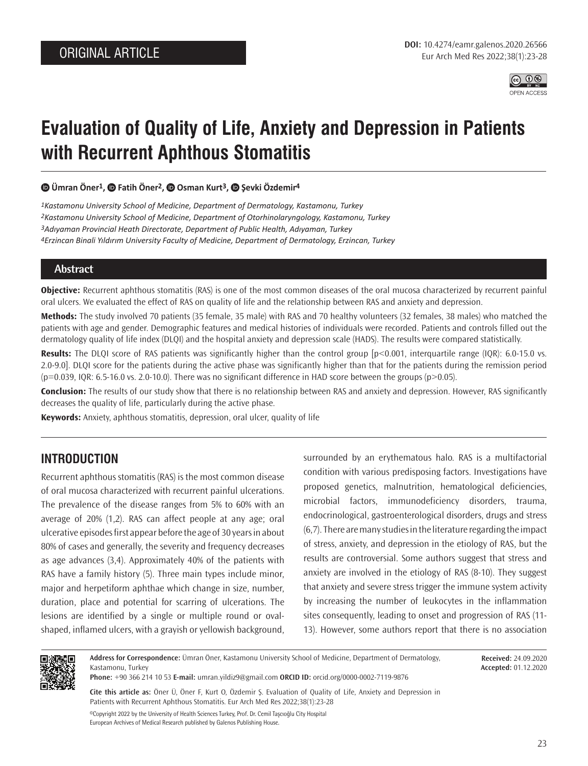ORIGINAL ARTICLE

DOI: 10.4274/eamr.galenos.2020.26566

# Evaluation of Quality of Life, Anxiety and Depression in Patients with Recurrent Aphthous Stomatitis

**Ümran Öner[1], Fatih Öner[2], Osman Kurt[3], Şevki Özdemir[4]**

[1]*Kastamonu University School of Medicine, Department of Dermatology, Kastamonu, Turkey*
[2]*Kastamonu University School of Medicine, Department of Otorhinolaryngology, Kastamonu, Turkey*
[3]*Adıyaman Provincial Heath Directorate, Department of Public Health, Adıyaman, Turkey*
[4]*Erzincan Binali Yıldırım University Faculty of Medicine, Department of Dermatology, Erzincan, Turkey*

## Abstract

**Objective:** Recurrent aphthous stomatitis (RAS) is one of the most common diseases of the oral mucosa characterized by recurrent painful oral ulcers. We evaluated the effect of RAS on quality of life and the relationship between RAS and anxiety and depression.

**Methods:** The study involved 70 patients (35 female, 35 male) with RAS and 70 healthy volunteers (32 females, 38 males) who matched the patients with age and gender. Demographic features and medical histories of individuals were recorded. Patients and controls filled out the dermatology quality of life index (DLQI) and the hospital anxiety and depression scale (HADS). The results were compared statistically.

**Results:** The DLQI score of RAS patients was significantly higher than the control group [$p<0.001$, interquartile range (IQR): 6.0-15.0 vs. 2.0-9.0]. DLQI score for the patients during the active phase was significantly higher than that for the patients during the remission period ($p=0.039$, IQR: 6.5-16.0 vs. 2.0-10.0). There was no significant difference in HAD score between the groups ($p>0.05$).

**Conclusion:** The results of our study show that there is no relationship between RAS and anxiety and depression. However, RAS significantly decreases the quality of life, particularly during the active phase.

**Keywords:** Anxiety, aphthous stomatitis, depression, oral ulcer, quality of life

## INTRODUCTION

Recurrent aphthous stomatitis (RAS) is the most common disease of oral mucosa characterized with recurrent painful ulcerations. The prevalence of the disease ranges from 5% to 60% with an average of 20% (1,2). RAS can affect people at any age; oral ulcerative episodes first appear before the age of 30 years in about 80% of cases and generally, the severity and frequency decreases as age advances (3,4). Approximately 40% of the patients with RAS have a family history (5). Three main types include minor, major and herpetiform aphthae which change in size, number, duration, place and potential for scarring of ulcerations. The lesions are identified by a single or multiple round or oval-shaped, inflamed ulcers, with a grayish or yellowish background, surrounded by an erythematous halo. RAS is a multifactorial condition with various predisposing factors. Investigations have proposed genetics, malnutrition, hematological deficiencies, microbial factors, immunodeficiency disorders, trauma, endocrinological, gastroenterological disorders, drugs and stress (6,7). There are many studies in the literature regarding the impact of stress, anxiety, and depression in the etiology of RAS, but the results are controversial. Some authors suggest that stress and anxiety are involved in the etiology of RAS (8-10). They suggest that anxiety and severe stress trigger the immune system activity by increasing the number of leukocytes in the inflammation sites consequently, leading to onset and progression of RAS (11-13). However, some authors report that there is no association

**Address for Correspondence:** Ümran Öner, Kastamonu University School of Medicine, Department of Dermatology, Kastamonu, Turkey
**Phone:** +90 366 214 10 53 **E-mail:** umran.yildiz9@gmail.com **ORCID ID:** orcid.org/0000-0002-7119-9876

**Received:** 24.09.2020
**Accepted:** 01.12.2020

**Cite this article as:** Öner Ü, Öner F, Kurt O, Özdemir Ş. Evaluation of Quality of Life, Anxiety and Depression in Patients with Recurrent Aphthous Stomatitis. Eur Arch Med Res 2022;38(1):23-28

©Copyright 2022 by the University of Health Sciences Turkey, Prof. Dr. Cemil Taşcıoğlu City Hospital
European Archives of Medical Research published by Galenos Publishing House.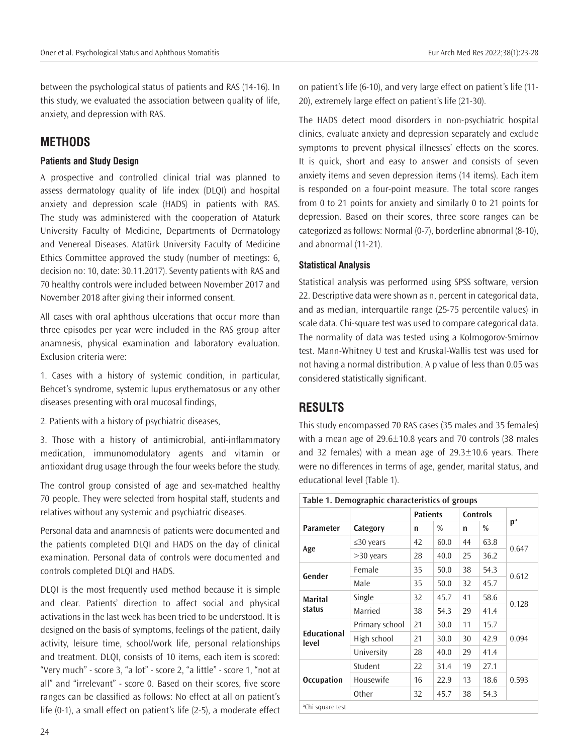between the psychological status of patients and RAS (14-16). In this study, we evaluated the association between quality of life, anxiety, and depression with RAS.

## METHODS

### Patients and Study Design

A prospective and controlled clinical trial was planned to assess dermatology quality of life index (DLQI) and hospital anxiety and depression scale (HADS) in patients with RAS. The study was administered with the cooperation of Ataturk University Faculty of Medicine, Departments of Dermatology and Venereal Diseases. Atatürk University Faculty of Medicine Ethics Committee approved the study (number of meetings: 6, decision no: 10, date: 30.11.2017). Seventy patients with RAS and 70 healthy controls were included between November 2017 and November 2018 after giving their informed consent.

All cases with oral aphthous ulcerations that occur more than three episodes per year were included in the RAS group after anamnesis, physical examination and laboratory evaluation. Exclusion criteria were:

1. Cases with a history of systemic condition, in particular, Behcet's syndrome, systemic lupus erythematosus or any other diseases presenting with oral mucosal findings,

2. Patients with a history of psychiatric diseases,

3. Those with a history of antimicrobial, anti-inflammatory medication, immunomodulatory agents and vitamin or antioxidant drug usage through the four weeks before the study.

The control group consisted of age and sex-matched healthy 70 people. They were selected from hospital staff, students and relatives without any systemic and psychiatric diseases.

Personal data and anamnesis of patients were documented and the patients completed DLQI and HADS on the day of clinical examination. Personal data of controls were documented and controls completed DLQI and HADS.

DLQI is the most frequently used method because it is simple and clear. Patients' direction to affect social and physical activations in the last week has been tried to be understood. It is designed on the basis of symptoms, feelings of the patient, daily activity, leisure time, school/work life, personal relationships and treatment. DLQI, consists of 10 items, each item is scored: "Very much" - score 3, "a lot" - score 2, "a little" - score 1, "not at all" and "irrelevant" - score 0. Based on their scores, five score ranges can be classified as follows: No effect at all on patient's life (0-1), a small effect on patient's life (2-5), a moderate effect on patient's life (6-10), and very large effect on patient's life (11-20), extremely large effect on patient's life (21-30).

The HADS detect mood disorders in non-psychiatric hospital clinics, evaluate anxiety and depression separately and exclude symptoms to prevent physical illnesses' effects on the scores. It is quick, short and easy to answer and consists of seven anxiety items and seven depression items (14 items). Each item is responded on a four-point measure. The total score ranges from 0 to 21 points for anxiety and similarly 0 to 21 points for depression. Based on their scores, three score ranges can be categorized as follows: Normal (0-7), borderline abnormal (8-10), and abnormal (11-21).

### Statistical Analysis

Statistical analysis was performed using SPSS software, version 22. Descriptive data were shown as n, percent in categorical data, and as median, interquartile range (25-75 percentile values) in scale data. Chi-square test was used to compare categorical data. The normality of data was tested using a Kolmogorov-Smirnov test. Mann-Whitney U test and Kruskal-Wallis test was used for not having a normal distribution. A p value of less than 0.05 was considered statistically significant.

## RESULTS

This study encompassed 70 RAS cases (35 males and 35 females) with a mean age of 29.6±10.8 years and 70 controls (38 males and 32 females) with a mean age of 29.3±10.6 years. There were no differences in terms of age, gender, marital status, and educational level (Table 1).

**Table 1. Demographic characteristics of groups**

| | | Patients | | Controls | | p[a] |
|---|---|---|---|---|---|---|
| Parameter | Category | n | % | n | % | |
| Age | ≤30 years | 42 | 60.0 | 44 | 63.8 | 0.647 |
| | >30 years | 28 | 40.0 | 25 | 36.2 | |
| Gender | Female | 35 | 50.0 | 38 | 54.3 | 0.612 |
| | Male | 35 | 50.0 | 32 | 45.7 | |
| Marital status | Single | 32 | 45.7 | 41 | 58.6 | 0.128 |
| | Married | 38 | 54.3 | 29 | 41.4 | |
| Educational level | Primary school | 21 | 30.0 | 11 | 15.7 | 0.094 |
| | High school | 21 | 30.0 | 30 | 42.9 | |
| | University | 28 | 40.0 | 29 | 41.4 | |
| Occupation | Student | 22 | 31.4 | 19 | 27.1 | 0.593 |
| | Housewife | 16 | 22.9 | 13 | 18.6 | |
| | Other | 32 | 45.7 | 38 | 54.3 | |

[a]Chi square test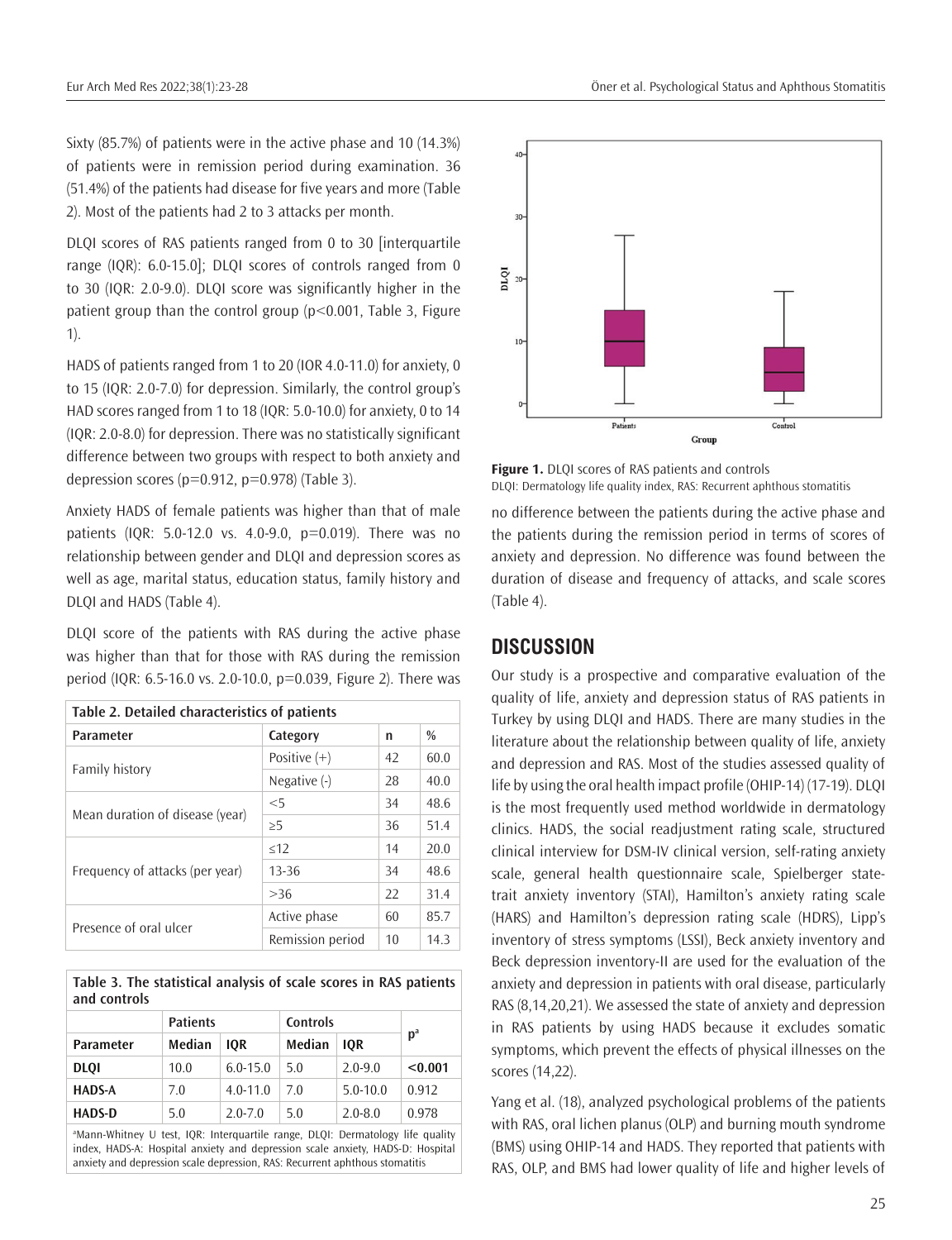Sixty (85.7%) of patients were in the active phase and 10 (14.3%) of patients were in remission period during examination. 36 (51.4%) of the patients had disease for five years and more (Table 2). Most of the patients had 2 to 3 attacks per month.

DLQI scores of RAS patients ranged from 0 to 30 [interquartile range (IQR): 6.0-15.0]; DLQI scores of controls ranged from 0 to 30 (IQR: 2.0-9.0). DLQI score was significantly higher in the patient group than the control group (p<0.001, Table 3, Figure 1).

HADS of patients ranged from 1 to 20 (IOR 4.0-11.0) for anxiety, 0 to 15 (IQR: 2.0-7.0) for depression. Similarly, the control group's HAD scores ranged from 1 to 18 (IQR: 5.0-10.0) for anxiety, 0 to 14 (IQR: 2.0-8.0) for depression. There was no statistically significant difference between two groups with respect to both anxiety and depression scores (p=0.912, p=0.978) (Table 3).

Anxiety HADS of female patients was higher than that of male patients (IQR: 5.0-12.0 vs. 4.0-9.0, p=0.019). There was no relationship between gender and DLQI and depression scores as well as age, marital status, education status, family history and DLQI and HADS (Table 4).

DLQI score of the patients with RAS during the active phase was higher than that for those with RAS during the remission period (IQR: 6.5-16.0 vs. 2.0-10.0, p=0.039, Figure 2). There was no difference between the patients during the active phase and the patients during the remission period in terms of scores of anxiety and depression. No difference was found between the duration of disease and frequency of attacks, and scale scores (Table 4).

**Table 2. Detailed characteristics of patients**

| Parameter | Category | n | % |
|---|---|---|---|
| Family history | Positive (+) | 42 | 60.0 |
| | Negative (-) | 28 | 40.0 |
| Mean duration of disease (year) | <5 | 34 | 48.6 |
| | ≥5 | 36 | 51.4 |
| Frequency of attacks (per year) | ≤12 | 14 | 20.0 |
| | 13-36 | 34 | 48.6 |
| | >36 | 22 | 31.4 |
| Presence of oral ulcer | Active phase | 60 | 85.7 |
| | Remission period | 10 | 14.3 |

**Table 3. The statistical analysis of scale scores in RAS patients and controls**

| | Patients | | Controls | | p[a] |
|---|---|---|---|---|---|
| Parameter | Median | IQR | Median | IQR | |
| **DLQI** | 10.0 | 6.0-15.0 | 5.0 | 2.0-9.0 | **<0.001** |
| **HADS-A** | 7.0 | 4.0-11.0 | 7.0 | 5.0-10.0 | 0.912 |
| **HADS-D** | 5.0 | 2.0-7.0 | 5.0 | 2.0-8.0 | 0.978 |

[a]Mann-Whitney U test, IQR: Interquartile range, DLQI: Dermatology life quality index, HADS-A: Hospital anxiety and depression scale anxiety, HADS-D: Hospital anxiety and depression scale depression, RAS: Recurrent aphthous stomatitis

**Figure 1.** DLQI scores of RAS patients and controls
DLQI: Dermatology life quality index, RAS: Recurrent aphthous stomatitis

## DISCUSSION

Our study is a prospective and comparative evaluation of the quality of life, anxiety and depression status of RAS patients in Turkey by using DLQI and HADS. There are many studies in the literature about the relationship between quality of life, anxiety and depression and RAS. Most of the studies assessed quality of life by using the oral health impact profile (OHIP-14) (17-19). DLQI is the most frequently used method worldwide in dermatology clinics. HADS, the social readjustment rating scale, structured clinical interview for DSM-IV clinical version, self-rating anxiety scale, general health questionnaire scale, Spielberger state-trait anxiety inventory (STAI), Hamilton's anxiety rating scale (HARS) and Hamilton's depression rating scale (HDRS), Lipp's inventory of stress symptoms (LSSI), Beck anxiety inventory and Beck depression inventory-II are used for the evaluation of the anxiety and depression in patients with oral disease, particularly RAS (8,14,20,21). We assessed the state of anxiety and depression in RAS patients by using HADS because it excludes somatic symptoms, which prevent the effects of physical illnesses on the scores (14,22).

Yang et al. (18), analyzed psychological problems of the patients with RAS, oral lichen planus (OLP) and burning mouth syndrome (BMS) using OHIP-14 and HADS. They reported that patients with RAS, OLP, and BMS had lower quality of life and higher levels of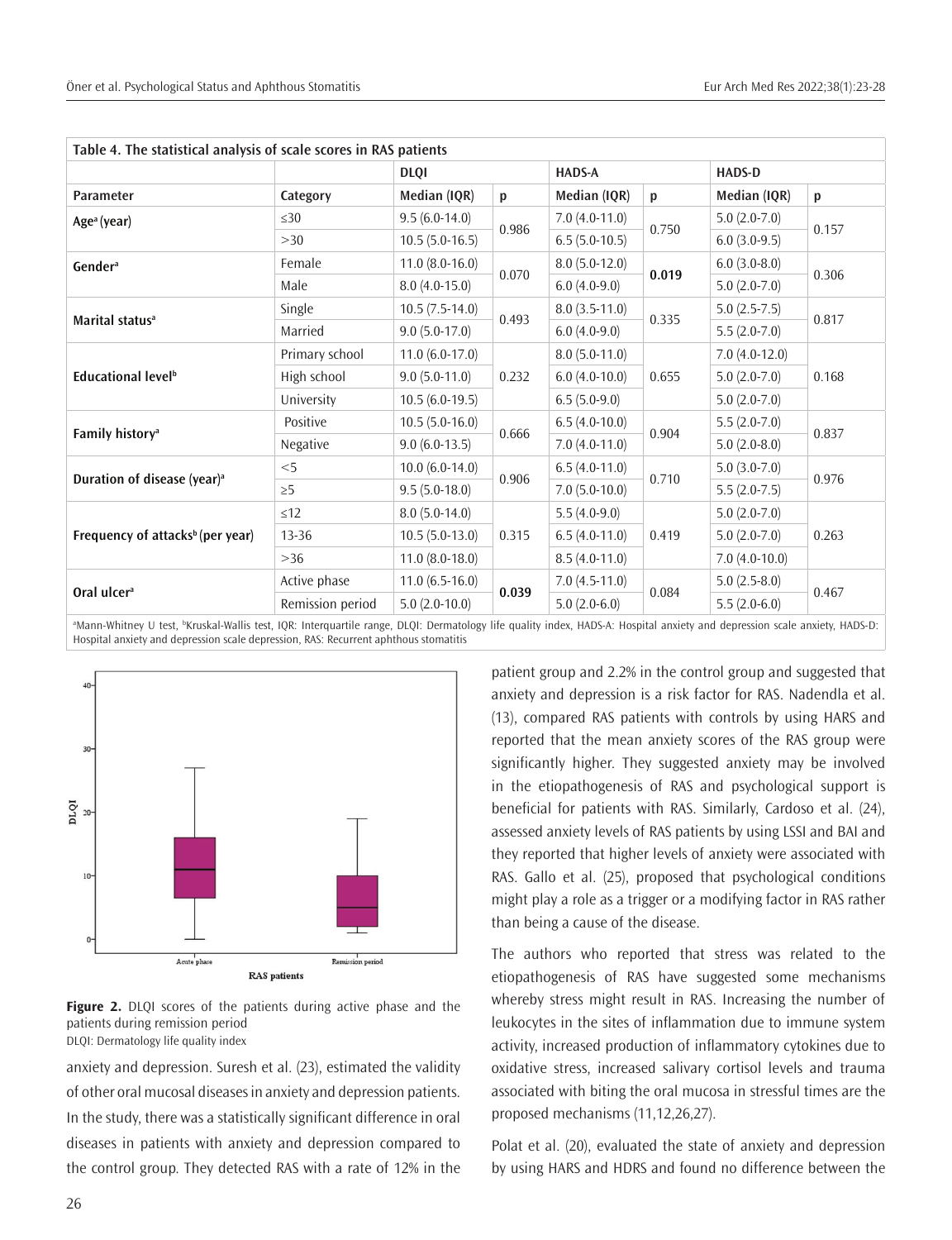| Table 4. The statistical analysis of scale scores in RAS patients | | | | | | | |
|---|---|---|---|---|---|---|---|
| | | DLQI | | HADS-A | | HADS-D | |
| **Parameter** | **Category** | **Median (IQR)** | **p** | **Median (IQR)** | **p** | **Median (IQR)** | **p** |
| **Age[a] (year)** | ≤30 | 9.5 (6.0-14.0) | 0.986 | 7.0 (4.0-11.0) | 0.750 | 5.0 (2.0-7.0) | 0.157 |
| | >30 | 10.5 (5.0-16.5) | | 6.5 (5.0-10.5) | | 6.0 (3.0-9.5) | |
| **Gender[a]** | Female | 11.0 (8.0-16.0) | 0.070 | 8.0 (5.0-12.0) | **0.019** | 6.0 (3.0-8.0) | 0.306 |
| | Male | 8.0 (4.0-15.0) | | 6.0 (4.0-9.0) | | 5.0 (2.0-7.0) | |
| **Marital status[a]** | Single | 10.5 (7.5-14.0) | 0.493 | 8.0 (3.5-11.0) | 0.335 | 5.0 (2.5-7.5) | 0.817 |
| | Married | 9.0 (5.0-17.0) | | 6.0 (4.0-9.0) | | 5.5 (2.0-7.0) | |
| **Educational level[b]** | Primary school | 11.0 (6.0-17.0) | 0.232 | 8.0 (5.0-11.0) | 0.655 | 7.0 (4.0-12.0) | 0.168 |
| | High school | 9.0 (5.0-11.0) | | 6.0 (4.0-10.0) | | 5.0 (2.0-7.0) | |
| | University | 10.5 (6.0-19.5) | | 6.5 (5.0-9.0) | | 5.0 (2.0-7.0) | |
| **Family history[a]** | Positive | 10.5 (5.0-16.0) | 0.666 | 6.5 (4.0-10.0) | 0.904 | 5.5 (2.0-7.0) | 0.837 |
| | Negative | 9.0 (6.0-13.5) | | 7.0 (4.0-11.0) | | 5.0 (2.0-8.0) | |
| **Duration of disease (year)[a]** | <5 | 10.0 (6.0-14.0) | 0.906 | 6.5 (4.0-11.0) | 0.710 | 5.0 (3.0-7.0) | 0.976 |
| | ≥5 | 9.5 (5.0-18.0) | | 7.0 (5.0-10.0) | | 5.5 (2.0-7.5) | |
| **Frequency of attacks[b] (per year)** | ≤12 | 8.0 (5.0-14.0) | 0.315 | 5.5 (4.0-9.0) | 0.419 | 5.0 (2.0-7.0) | 0.263 |
| | 13-36 | 10.5 (5.0-13.0) | | 6.5 (4.0-11.0) | | 5.0 (2.0-7.0) | |
| | >36 | 11.0 (8.0-18.0) | | 8.5 (4.0-11.0) | | 7.0 (4.0-10.0) | |
| **Oral ulcer[a]** | Active phase | 11.0 (6.5-16.0) | **0.039** | 7.0 (4.5-11.0) | 0.084 | 5.0 (2.5-8.0) | 0.467 |
| | Remission period | 5.0 (2.0-10.0) | | 5.0 (2.0-6.0) | | 5.5 (2.0-6.0) | |

[a]Mann-Whitney U test, [b]Kruskal-Wallis test, IQR: Interquartile range, DLQI: Dermatology life quality index, HADS-A: Hospital anxiety and depression scale anxiety, HADS-D: Hospital anxiety and depression scale depression, RAS: Recurrent aphthous stomatitis

**Figure 2.** DLQI scores of the patients during active phase and the patients during remission period
DLQI: Dermatology life quality index

anxiety and depression. Suresh et al. (23), estimated the validity of other oral mucosal diseases in anxiety and depression patients. In the study, there was a statistically significant difference in oral diseases in patients with anxiety and depression compared to the control group. They detected RAS with a rate of 12% in the patient group and 2.2% in the control group and suggested that anxiety and depression is a risk factor for RAS. Nadendla et al. (13), compared RAS patients with controls by using HARS and reported that the mean anxiety scores of the RAS group were significantly higher. They suggested anxiety may be involved in the etiopathogenesis of RAS and psychological support is beneficial for patients with RAS. Similarly, Cardoso et al. (24), assessed anxiety levels of RAS patients by using LSSI and BAI and they reported that higher levels of anxiety were associated with RAS. Gallo et al. (25), proposed that psychological conditions might play a role as a trigger or a modifying factor in RAS rather than being a cause of the disease.

The authors who reported that stress was related to the etiopathogenesis of RAS have suggested some mechanisms whereby stress might result in RAS. Increasing the number of leukocytes in the sites of inflammation due to immune system activity, increased production of inflammatory cytokines due to oxidative stress, increased salivary cortisol levels and trauma associated with biting the oral mucosa in stressful times are the proposed mechanisms (11,12,26,27).

Polat et al. (20), evaluated the state of anxiety and depression by using HARS and HDRS and found no difference between the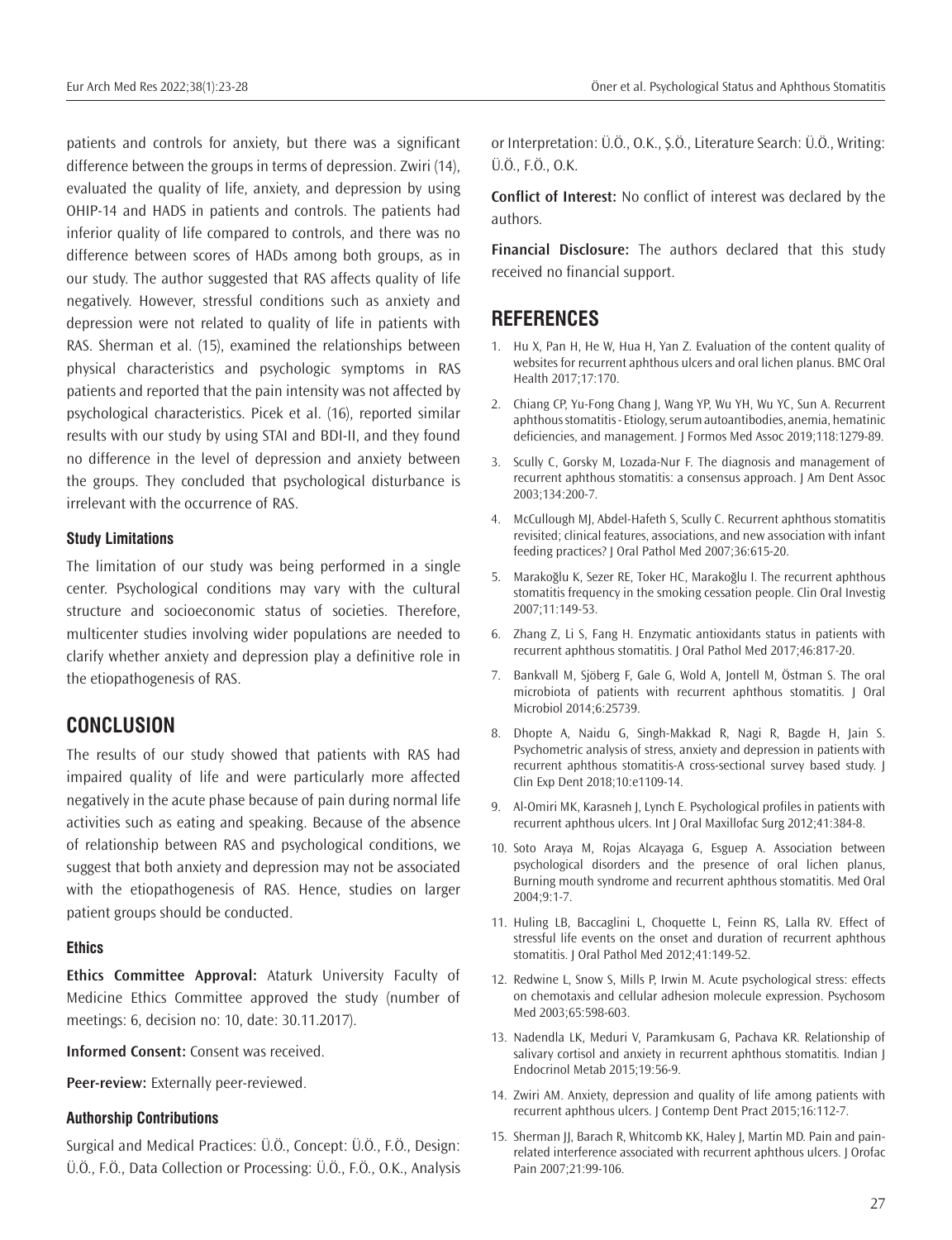patients and controls for anxiety, but there was a significant difference between the groups in terms of depression. Zwiri (14), evaluated the quality of life, anxiety, and depression by using OHIP-14 and HADS in patients and controls. The patients had inferior quality of life compared to controls, and there was no difference between scores of HADs among both groups, as in our study. The author suggested that RAS affects quality of life negatively. However, stressful conditions such as anxiety and depression were not related to quality of life in patients with RAS. Sherman et al. (15), examined the relationships between physical characteristics and psychologic symptoms in RAS patients and reported that the pain intensity was not affected by psychological characteristics. Picek et al. (16), reported similar results with our study by using STAI and BDI-II, and they found no difference in the level of depression and anxiety between the groups. They concluded that psychological disturbance is irrelevant with the occurrence of RAS.

### Study Limitations

The limitation of our study was being performed in a single center. Psychological conditions may vary with the cultural structure and socioeconomic status of societies. Therefore, multicenter studies involving wider populations are needed to clarify whether anxiety and depression play a definitive role in the etiopathogenesis of RAS.

## CONCLUSION

The results of our study showed that patients with RAS had impaired quality of life and were particularly more affected negatively in the acute phase because of pain during normal life activities such as eating and speaking. Because of the absence of relationship between RAS and psychological conditions, we suggest that both anxiety and depression may not be associated with the etiopathogenesis of RAS. Hence, studies on larger patient groups should be conducted.

### Ethics

**Ethics Committee Approval:** Ataturk University Faculty of Medicine Ethics Committee approved the study (number of meetings: 6, decision no: 10, date: 30.11.2017).

**Informed Consent:** Consent was received.

**Peer-review:** Externally peer-reviewed.

### Authorship Contributions

Surgical and Medical Practices: Ü.Ö., Concept: Ü.Ö., F.Ö., Design: Ü.Ö., F.Ö., Data Collection or Processing: Ü.Ö., F.Ö., O.K., Analysis or Interpretation: Ü.Ö., O.K., Ş.Ö., Literature Search: Ü.Ö., Writing: Ü.Ö., F.Ö., O.K.

**Conflict of Interest:** No conflict of interest was declared by the authors.

**Financial Disclosure:** The authors declared that this study received no financial support.

## REFERENCES

1. Hu X, Pan H, He W, Hua H, Yan Z. Evaluation of the content quality of websites for recurrent aphthous ulcers and oral lichen planus. BMC Oral Health 2017;17:170.
2. Chiang CP, Yu-Fong Chang J, Wang YP, Wu YH, Wu YC, Sun A. Recurrent aphthous stomatitis - Etiology, serum autoantibodies, anemia, hematinic deficiencies, and management. J Formos Med Assoc 2019;118:1279-89.
3. Scully C, Gorsky M, Lozada-Nur F. The diagnosis and management of recurrent aphthous stomatitis: a consensus approach. J Am Dent Assoc 2003;134:200-7.
4. McCullough MJ, Abdel-Hafeth S, Scully C. Recurrent aphthous stomatitis revisited; clinical features, associations, and new association with infant feeding practices? J Oral Pathol Med 2007;36:615-20.
5. Marakoğlu K, Sezer RE, Toker HC, Marakoğlu I. The recurrent aphthous stomatitis frequency in the smoking cessation people. Clin Oral Investig 2007;11:149-53.
6. Zhang Z, Li S, Fang H. Enzymatic antioxidants status in patients with recurrent aphthous stomatitis. J Oral Pathol Med 2017;46:817-20.
7. Bankvall M, Sjöberg F, Gale G, Wold A, Jontell M, Östman S. The oral microbiota of patients with recurrent aphthous stomatitis. J Oral Microbiol 2014;6:25739.
8. Dhopte A, Naidu G, Singh-Makkad R, Nagi R, Bagde H, Jain S. Psychometric analysis of stress, anxiety and depression in patients with recurrent aphthous stomatitis-A cross-sectional survey based study. J Clin Exp Dent 2018;10:e1109-14.
9. Al-Omiri MK, Karasneh J, Lynch E. Psychological profiles in patients with recurrent aphthous ulcers. Int J Oral Maxillofac Surg 2012;41:384-8.
10. Soto Araya M, Rojas Alcayaga G, Esguep A. Association between psychological disorders and the presence of oral lichen planus, Burning mouth syndrome and recurrent aphthous stomatitis. Med Oral 2004;9:1-7.
11. Huling LB, Baccaglini L, Choquette L, Feinn RS, Lalla RV. Effect of stressful life events on the onset and duration of recurrent aphthous stomatitis. J Oral Pathol Med 2012;41:149-52.
12. Redwine L, Snow S, Mills P, Irwin M. Acute psychological stress: effects on chemotaxis and cellular adhesion molecule expression. Psychosom Med 2003;65:598-603.
13. Nadendla LK, Meduri V, Paramkusam G, Pachava KR. Relationship of salivary cortisol and anxiety in recurrent aphthous stomatitis. Indian J Endocrinol Metab 2015;19:56-9.
14. Zwiri AM. Anxiety, depression and quality of life among patients with recurrent aphthous ulcers. J Contemp Dent Pract 2015;16:112-7.
15. Sherman JJ, Barach R, Whitcomb KK, Haley J, Martin MD. Pain and pain-related interference associated with recurrent aphthous ulcers. J Orofac Pain 2007;21:99-106.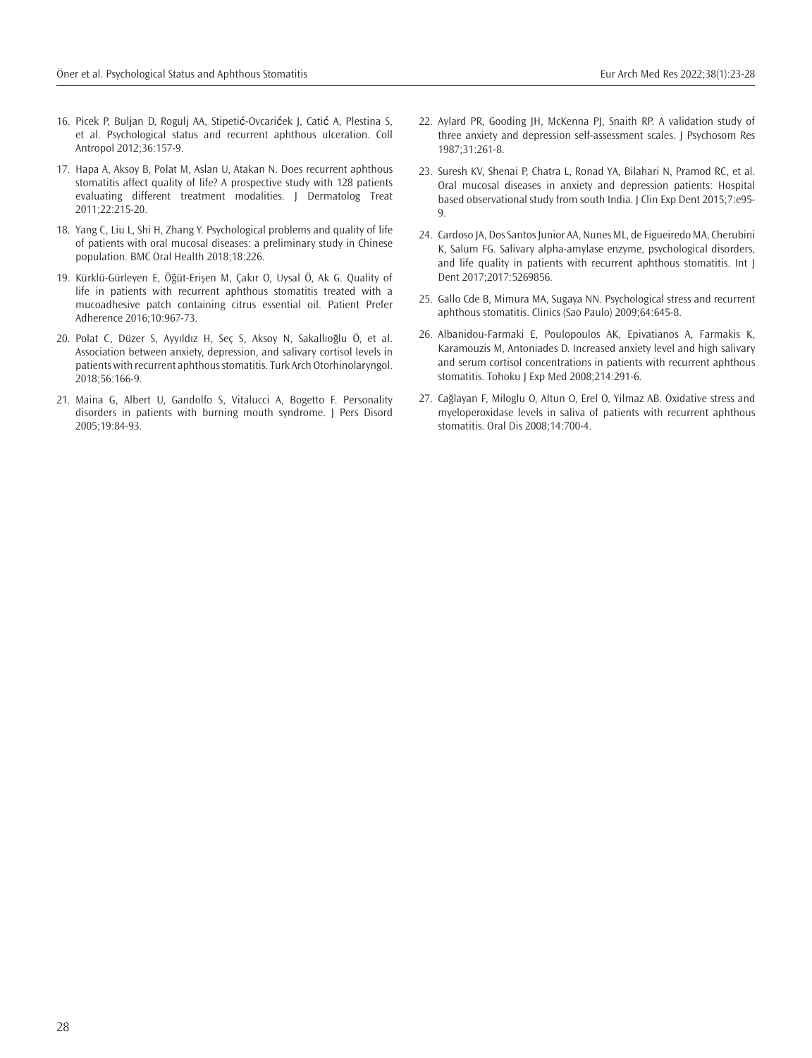16. Picek P, Buljan D, Rogulj AA, Stipetić-Ovcarićek J, Catić A, Plestina S, et al. Psychological status and recurrent aphthous ulceration. Coll Antropol 2012;36:157-9.
17. Hapa A, Aksoy B, Polat M, Aslan U, Atakan N. Does recurrent aphthous stomatitis affect quality of life? A prospective study with 128 patients evaluating different treatment modalities. J Dermatolog Treat 2011;22:215-20.
18. Yang C, Liu L, Shi H, Zhang Y. Psychological problems and quality of life of patients with oral mucosal diseases: a preliminary study in Chinese population. BMC Oral Health 2018;18:226.
19. Kürklü-Gürleyen E, Öğüt-Erişen M, Çakır O, Uysal Ö, Ak G. Quality of life in patients with recurrent aphthous stomatitis treated with a mucoadhesive patch containing citrus essential oil. Patient Prefer Adherence 2016;10:967-73.
20. Polat C, Düzer S, Ayyıldız H, Seç S, Aksoy N, Sakallıoğlu Ö, et al. Association between anxiety, depression, and salivary cortisol levels in patients with recurrent aphthous stomatitis. Turk Arch Otorhinolaryngol. 2018;56:166-9.
21. Maina G, Albert U, Gandolfo S, Vitalucci A, Bogetto F. Personality disorders in patients with burning mouth syndrome. J Pers Disord 2005;19:84-93.
22. Aylard PR, Gooding JH, McKenna PJ, Snaith RP. A validation study of three anxiety and depression self-assessment scales. J Psychosom Res 1987;31:261-8.
23. Suresh KV, Shenai P, Chatra L, Ronad YA, Bilahari N, Pramod RC, et al. Oral mucosal diseases in anxiety and depression patients: Hospital based observational study from south India. J Clin Exp Dent 2015;7:e95-9.
24. Cardoso JA, Dos Santos Junior AA, Nunes ML, de Figueiredo MA, Cherubini K, Salum FG. Salivary alpha-amylase enzyme, psychological disorders, and life quality in patients with recurrent aphthous stomatitis. Int J Dent 2017;2017:5269856.
25. Gallo Cde B, Mimura MA, Sugaya NN. Psychological stress and recurrent aphthous stomatitis. Clinics (Sao Paulo) 2009;64:645-8.
26. Albanidou-Farmaki E, Poulopoulos AK, Epivatianos A, Farmakis K, Karamouzis M, Antoniades D. Increased anxiety level and high salivary and serum cortisol concentrations in patients with recurrent aphthous stomatitis. Tohoku J Exp Med 2008;214:291-6.
27. Cağlayan F, Miloglu O, Altun O, Erel O, Yilmaz AB. Oxidative stress and myeloperoxidase levels in saliva of patients with recurrent aphthous stomatitis. Oral Dis 2008;14:700-4.